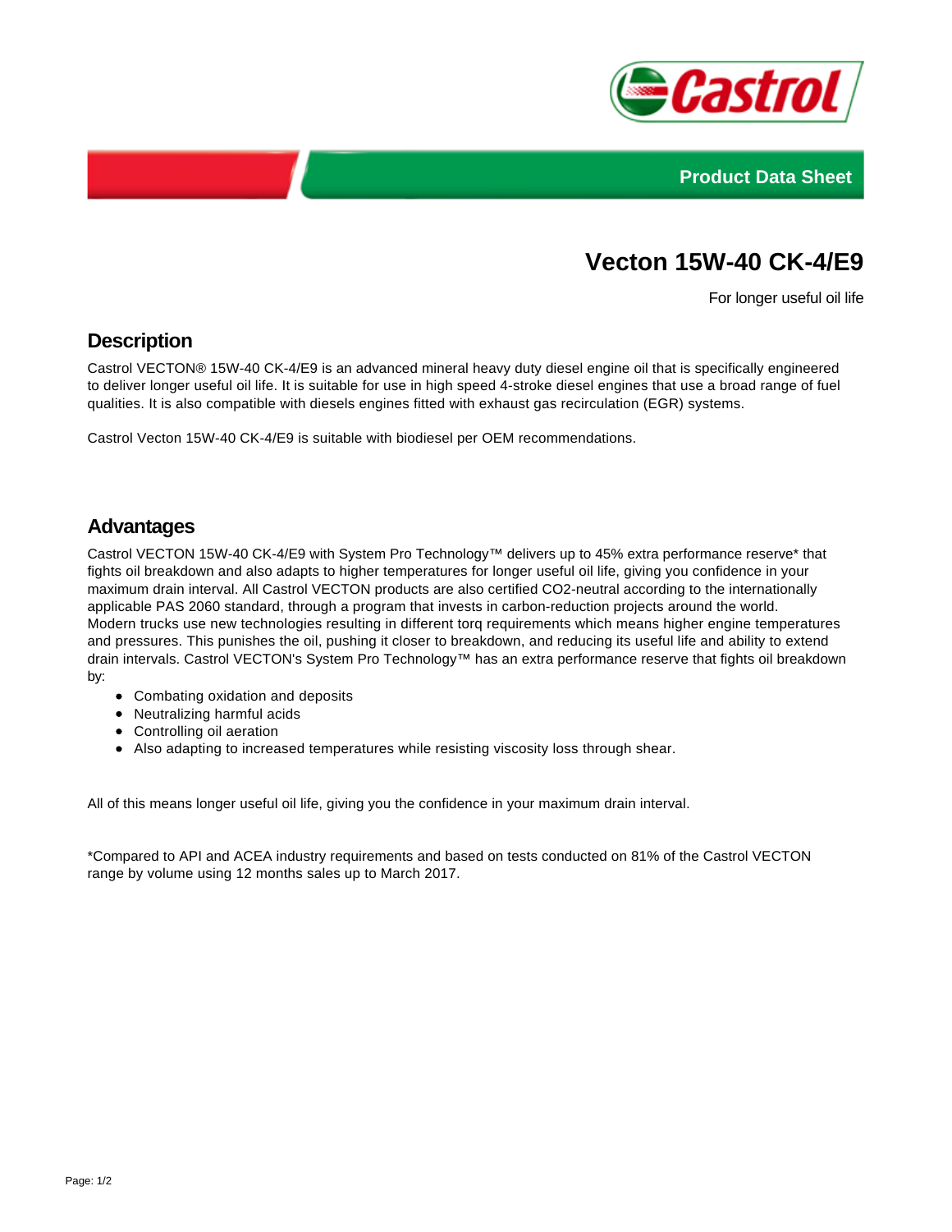Product Data Sheet

# Vecton 15W-40 CK-4/E9

For longer useful oil life

## Description

Castrol VECTON® 15W-40 CK-4/E9 is an advanced mineral heavy duty diesel engine oil that is specifically engineered to deliver longer useful oil life. It is suitable for use in high speed 4-stroke diesel engines that use a broad range of fuel qualities. It is also compatible with diesels engines fitted with exhaust gas recirculation (EGR) systems.

Castrol Vecton 15W-40 CK-4/E9 is suitable with biodiesel per OEM recommendations.

## Advantages

Castrol VECTON 15W-40 CK-4/E9 with System Pro Technology™ delivers up to 45% extra performance reserve* that fights oil breakdown and also adapts to higher temperatures for longer useful oil life, giving you confidence in your maximum drain interval. All Castrol VECTON products are also certified CO2-neutral according to the internationally applicable PAS 2060 standard, through a program that invests in carbon-reduction projects around the world.
Modern trucks use new technologies resulting in different torq requirements which means higher engine temperatures and pressures. This punishes the oil, pushing it closer to breakdown, and reducing its useful life and ability to extend drain intervals. Castrol VECTON's System Pro Technology™ has an extra performance reserve that fights oil breakdown by:

- Combating oxidation and deposits
- Neutralizing harmful acids
- Controlling oil aeration
- Also adapting to increased temperatures while resisting viscosity loss through shear.

All of this means longer useful oil life, giving you the confidence in your maximum drain interval.

*Compared to API and ACEA industry requirements and based on tests conducted on 81% of the Castrol VECTON range by volume using 12 months sales up to March 2017.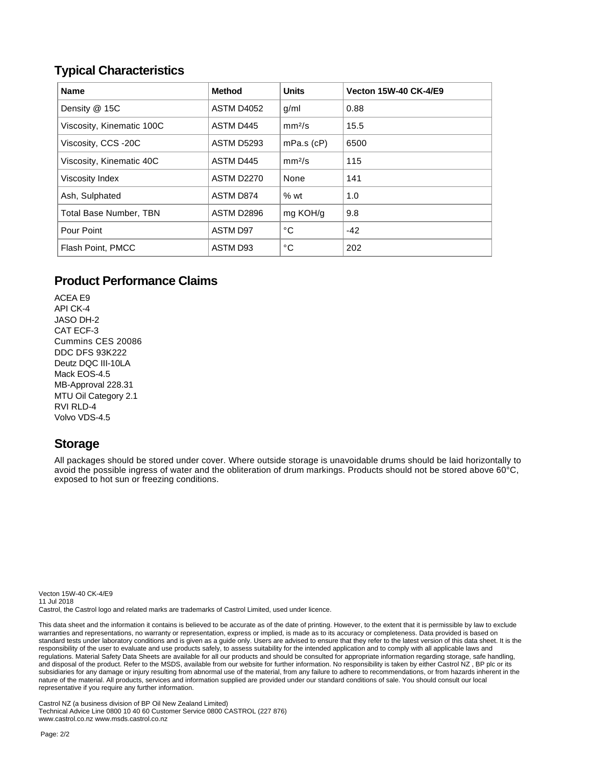## Typical Characteristics

| Name | Method | Units | Vecton 15W-40 CK-4/E9 |
|---|---|---|---|
| Density @ 15C | ASTM D4052 | g/ml | 0.88 |
| Viscosity, Kinematic 100C | ASTM D445 | $mm^2/s$ | 15.5 |
| Viscosity, CCS -20C | ASTM D5293 | mPa.s (cP) | 6500 |
| Viscosity, Kinematic 40C | ASTM D445 | $mm^2/s$ | 115 |
| Viscosity Index | ASTM D2270 | None | 141 |
| Ash, Sulphated | ASTM D874 | % wt | 1.0 |
| Total Base Number, TBN | ASTM D2896 | mg KOH/g | 9.8 |
| Pour Point | ASTM D97 | °C | -42 |
| Flash Point, PMCC | ASTM D93 | °C | 202 |

## Product Performance Claims

ACEA E9
API CK-4
JASO DH-2
CAT ECF-3
Cummins CES 20086
DDC DFS 93K222
Deutz DQC III-10LA
Mack EOS-4.5
MB-Approval 228.31
MTU Oil Category 2.1
RVI RLD-4
Volvo VDS-4.5

## Storage

All packages should be stored under cover. Where outside storage is unavoidable drums should be laid horizontally to avoid the possible ingress of water and the obliteration of drum markings. Products should not be stored above 60°C, exposed to hot sun or freezing conditions.

Vecton 15W-40 CK-4/E9
11 Jul 2018
Castrol, the Castrol logo and related marks are trademarks of Castrol Limited, used under licence.

This data sheet and the information it contains is believed to be accurate as of the date of printing. However, to the extent that it is permissible by law to exclude warranties and representations, no warranty or representation, express or implied, is made as to its accuracy or completeness. Data provided is based on standard tests under laboratory conditions and is given as a guide only. Users are advised to ensure that they refer to the latest version of this data sheet. It is the responsibility of the user to evaluate and use products safely, to assess suitability for the intended application and to comply with all applicable laws and regulations. Material Safety Data Sheets are available for all our products and should be consulted for appropriate information regarding storage, safe handling, and disposal of the product. Refer to the MSDS, available from our website for further information. No responsibility is taken by either Castrol NZ , BP plc or its subsidiaries for any damage or injury resulting from abnormal use of the material, from any failure to adhere to recommendations, or from hazards inherent in the nature of the material. All products, services and information supplied are provided under our standard conditions of sale. You should consult our local representative if you require any further information.

Castrol NZ (a business division of BP Oil New Zealand Limited)
Technical Advice Line 0800 10 40 60 Customer Service 0800 CASTROL (227 876)
www.castrol.co.nz www.msds.castrol.co.nz